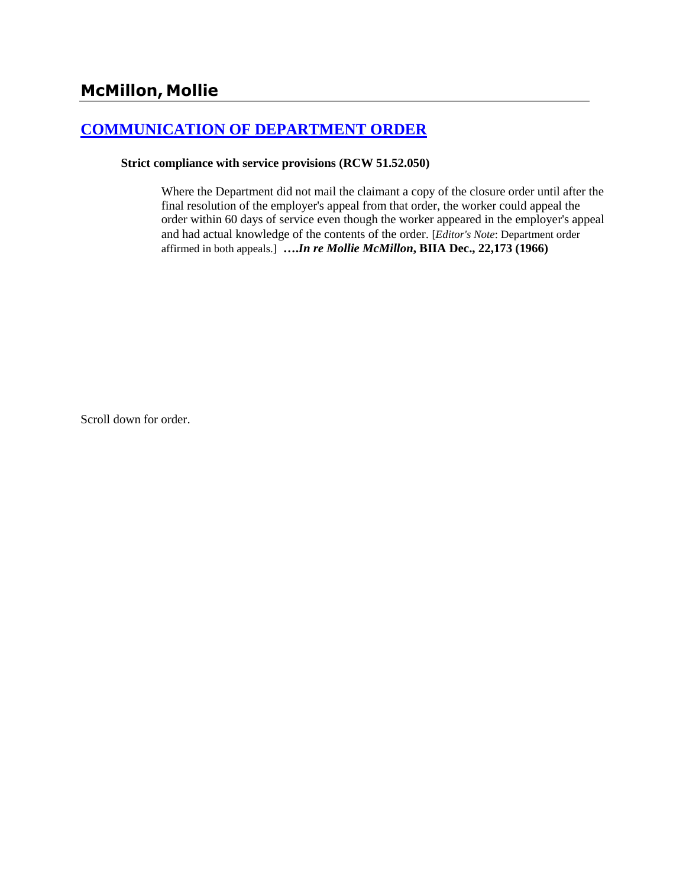## McMillon, Mollie

## COMMUNICATION OF DEPARTMENT ORDER

**Strict compliance with service provisions (RCW 51.52.050)**

> Where the Department did not mail the claimant a copy of the closure order until after the final resolution of the employer's appeal from that order, the worker could appeal the order within 60 days of service even though the worker appeared in the employer's appeal and had actual knowledge of the contents of the order. [*Editor's Note*: Department order affirmed in both appeals.] ***….In re Mollie McMillon*, BIIA Dec., 22,173 (1966)**

Scroll down for order.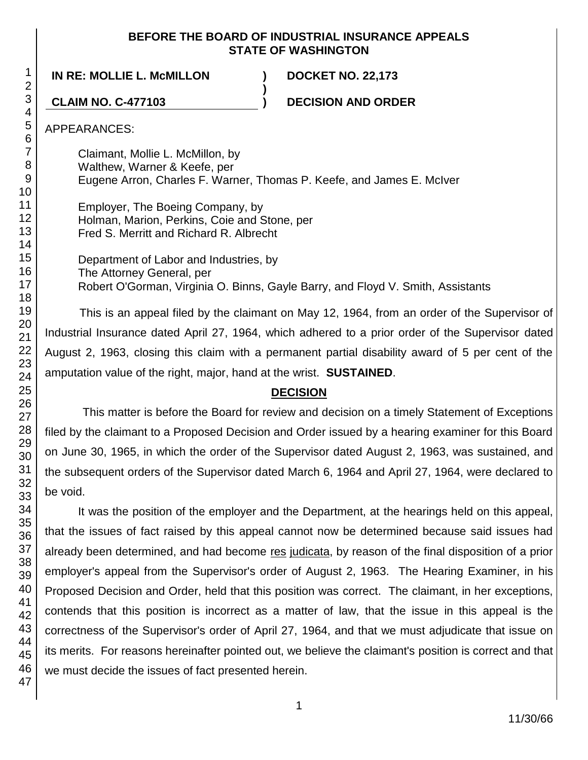**BEFORE THE BOARD OF INDUSTRIAL INSURANCE APPEALS**
**STATE OF WASHINGTON**

| **IN RE: MOLLIE L. McMILLON** | **)** | **DOCKET NO. 22,173** |
|---|---|---|
| | **)** | |
| **CLAIM NO. C-477103** | **)** | **DECISION AND ORDER** |

APPEARANCES:

Claimant, Mollie L. McMillon, by
Walthew, Warner & Keefe, per
Eugene Arron, Charles F. Warner, Thomas P. Keefe, and James E. McIver

Employer, The Boeing Company, by
Holman, Marion, Perkins, Coie and Stone, per
Fred S. Merritt and Richard R. Albrecht

Department of Labor and Industries, by
The Attorney General, per
Robert O'Gorman, Virginia O. Binns, Gayle Barry, and Floyd V. Smith, Assistants

This is an appeal filed by the claimant on May 12, 1964, from an order of the Supervisor of Industrial Insurance dated April 27, 1964, which adhered to a prior order of the Supervisor dated August 2, 1963, closing this claim with a permanent partial disability award of 5 per cent of the amputation value of the right, major, hand at the wrist. **SUSTAINED**.

## DECISION

This matter is before the Board for review and decision on a timely Statement of Exceptions filed by the claimant to a Proposed Decision and Order issued by a hearing examiner for this Board on June 30, 1965, in which the order of the Supervisor dated August 2, 1963, was sustained, and the subsequent orders of the Supervisor dated March 6, 1964 and April 27, 1964, were declared to be void.

It was the position of the employer and the Department, at the hearings held on this appeal, that the issues of fact raised by this appeal cannot now be determined because said issues had already been determined, and had become res judicata, by reason of the final disposition of a prior employer's appeal from the Supervisor's order of August 2, 1963. The Hearing Examiner, in his Proposed Decision and Order, held that this position was correct. The claimant, in her exceptions, contends that this position is incorrect as a matter of law, that the issue in this appeal is the correctness of the Supervisor's order of April 27, 1964, and that we must adjudicate that issue on its merits. For reasons hereinafter pointed out, we believe the claimant's position is correct and that we must decide the issues of fact presented herein.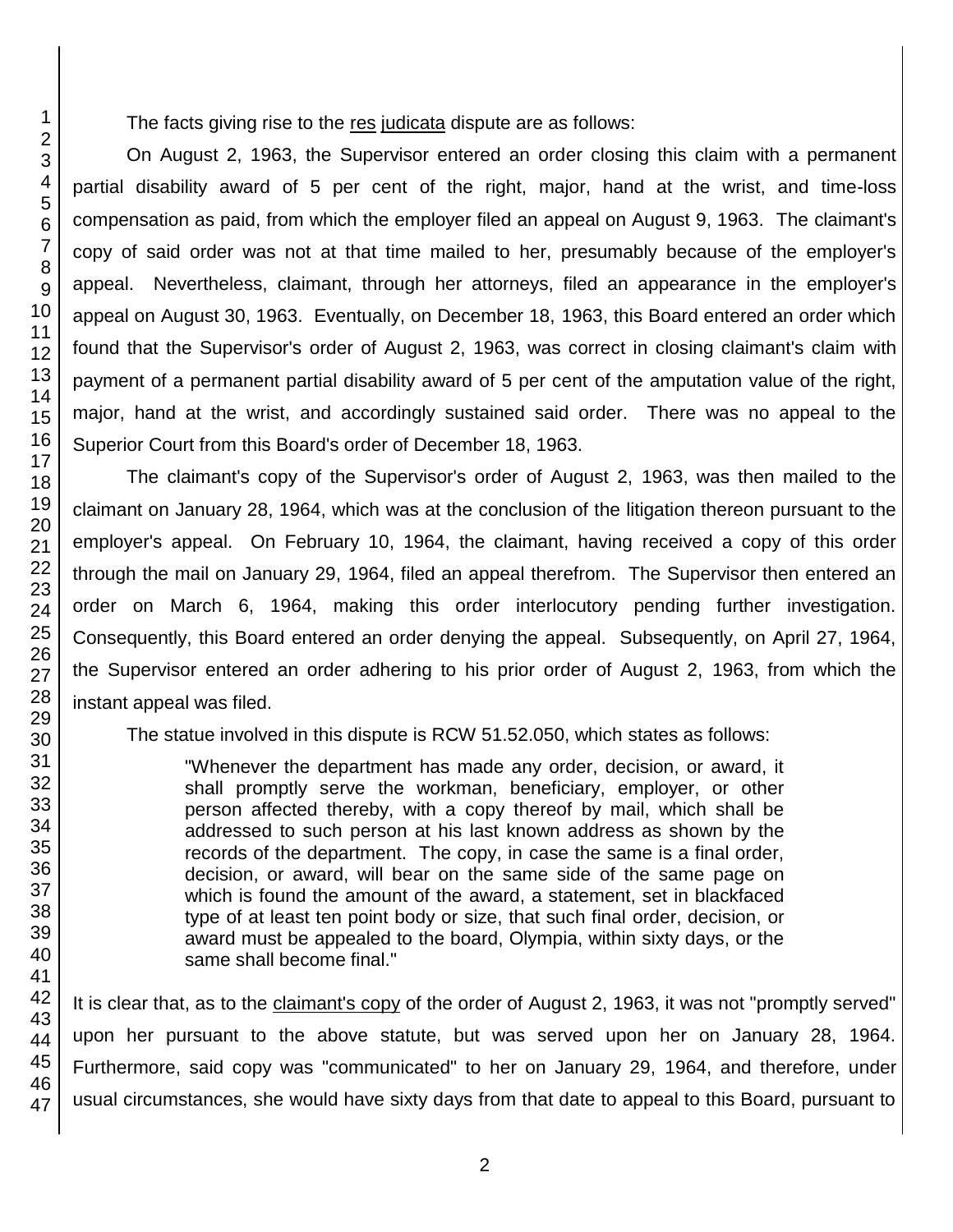The facts giving rise to the res judicata dispute are as follows:

On August 2, 1963, the Supervisor entered an order closing this claim with a permanent partial disability award of 5 per cent of the right, major, hand at the wrist, and time-loss compensation as paid, from which the employer filed an appeal on August 9, 1963. The claimant's copy of said order was not at that time mailed to her, presumably because of the employer's appeal. Nevertheless, claimant, through her attorneys, filed an appearance in the employer's appeal on August 30, 1963. Eventually, on December 18, 1963, this Board entered an order which found that the Supervisor's order of August 2, 1963, was correct in closing claimant's claim with payment of a permanent partial disability award of 5 per cent of the amputation value of the right, major, hand at the wrist, and accordingly sustained said order. There was no appeal to the Superior Court from this Board's order of December 18, 1963.

The claimant's copy of the Supervisor's order of August 2, 1963, was then mailed to the claimant on January 28, 1964, which was at the conclusion of the litigation thereon pursuant to the employer's appeal. On February 10, 1964, the claimant, having received a copy of this order through the mail on January 29, 1964, filed an appeal therefrom. The Supervisor then entered an order on March 6, 1964, making this order interlocutory pending further investigation. Consequently, this Board entered an order denying the appeal. Subsequently, on April 27, 1964, the Supervisor entered an order adhering to his prior order of August 2, 1963, from which the instant appeal was filed.

The statue involved in this dispute is RCW 51.52.050, which states as follows:

> "Whenever the department has made any order, decision, or award, it shall promptly serve the workman, beneficiary, employer, or other person affected thereby, with a copy thereof by mail, which shall be addressed to such person at his last known address as shown by the records of the department. The copy, in case the same is a final order, decision, or award, will bear on the same side of the same page on which is found the amount of the award, a statement, set in blackfaced type of at least ten point body or size, that such final order, decision, or award must be appealed to the board, Olympia, within sixty days, or the same shall become final."

It is clear that, as to the claimant's copy of the order of August 2, 1963, it was not "promptly served" upon her pursuant to the above statute, but was served upon her on January 28, 1964. Furthermore, said copy was "communicated" to her on January 29, 1964, and therefore, under usual circumstances, she would have sixty days from that date to appeal to this Board, pursuant to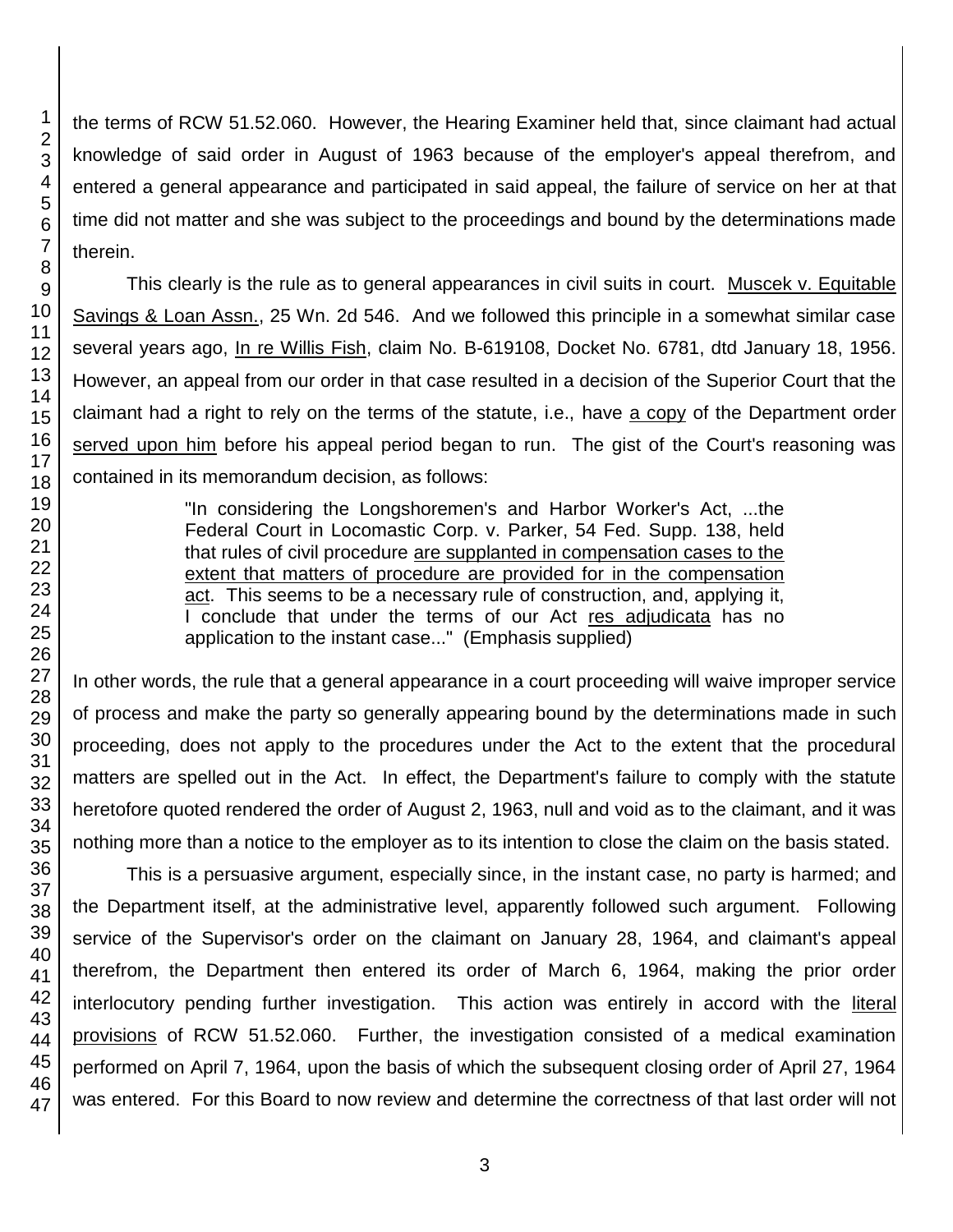the terms of RCW 51.52.060. However, the Hearing Examiner held that, since claimant had actual knowledge of said order in August of 1963 because of the employer's appeal therefrom, and entered a general appearance and participated in said appeal, the failure of service on her at that time did not matter and she was subject to the proceedings and bound by the determinations made therein.

This clearly is the rule as to general appearances in civil suits in court. Muscek v. Equitable Savings & Loan Assn., 25 Wn. 2d 546. And we followed this principle in a somewhat similar case several years ago, In re Willis Fish, claim No. B-619108, Docket No. 6781, dtd January 18, 1956. However, an appeal from our order in that case resulted in a decision of the Superior Court that the claimant had a right to rely on the terms of the statute, i.e., have a copy of the Department order served upon him before his appeal period began to run. The gist of the Court's reasoning was contained in its memorandum decision, as follows:

> "In considering the Longshoremen's and Harbor Worker's Act, ...the Federal Court in Locomastic Corp. v. Parker, 54 Fed. Supp. 138, held that rules of civil procedure are supplanted in compensation cases to the extent that matters of procedure are provided for in the compensation act. This seems to be a necessary rule of construction, and, applying it, I conclude that under the terms of our Act res adjudicata has no application to the instant case..." (Emphasis supplied)

In other words, the rule that a general appearance in a court proceeding will waive improper service of process and make the party so generally appearing bound by the determinations made in such proceeding, does not apply to the procedures under the Act to the extent that the procedural matters are spelled out in the Act. In effect, the Department's failure to comply with the statute heretofore quoted rendered the order of August 2, 1963, null and void as to the claimant, and it was nothing more than a notice to the employer as to its intention to close the claim on the basis stated.

This is a persuasive argument, especially since, in the instant case, no party is harmed; and the Department itself, at the administrative level, apparently followed such argument. Following service of the Supervisor's order on the claimant on January 28, 1964, and claimant's appeal therefrom, the Department then entered its order of March 6, 1964, making the prior order interlocutory pending further investigation. This action was entirely in accord with the literal provisions of RCW 51.52.060. Further, the investigation consisted of a medical examination performed on April 7, 1964, upon the basis of which the subsequent closing order of April 27, 1964 was entered. For this Board to now review and determine the correctness of that last order will not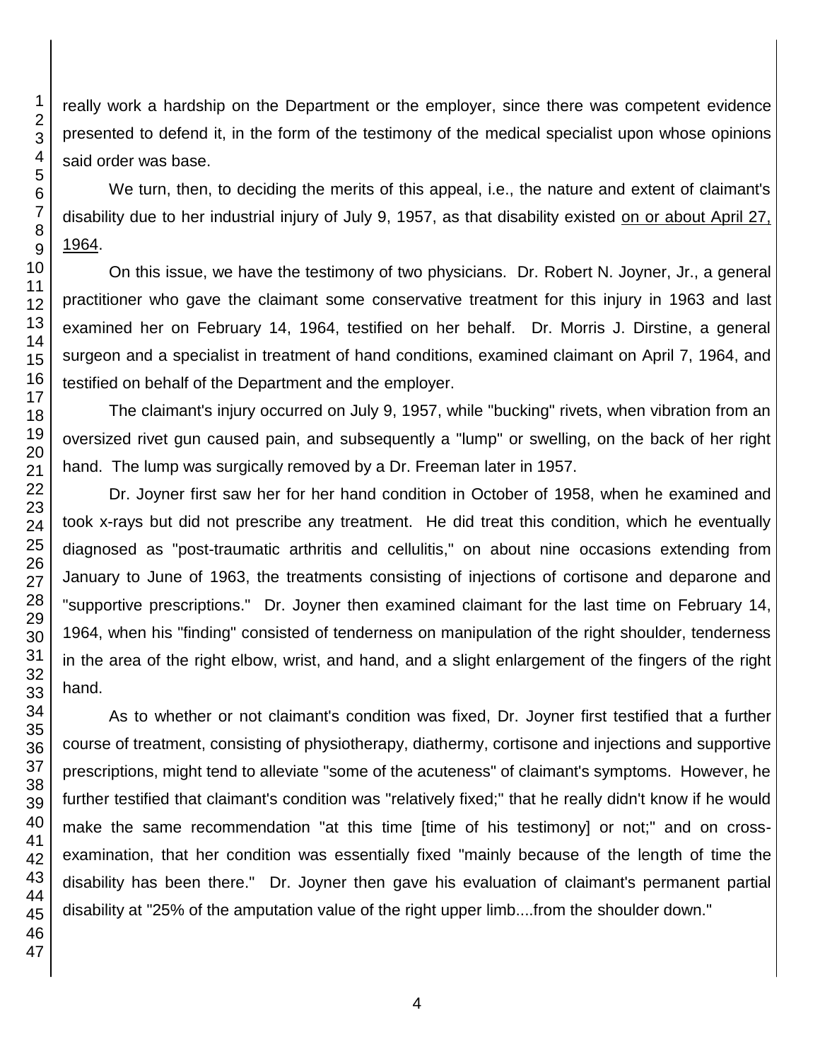really work a hardship on the Department or the employer, since there was competent evidence presented to defend it, in the form of the testimony of the medical specialist upon whose opinions said order was base.

We turn, then, to deciding the merits of this appeal, i.e., the nature and extent of claimant's disability due to her industrial injury of July 9, 1957, as that disability existed on or about April 27, 1964.

On this issue, we have the testimony of two physicians. Dr. Robert N. Joyner, Jr., a general practitioner who gave the claimant some conservative treatment for this injury in 1963 and last examined her on February 14, 1964, testified on her behalf. Dr. Morris J. Dirstine, a general surgeon and a specialist in treatment of hand conditions, examined claimant on April 7, 1964, and testified on behalf of the Department and the employer.

The claimant's injury occurred on July 9, 1957, while "bucking" rivets, when vibration from an oversized rivet gun caused pain, and subsequently a "lump" or swelling, on the back of her right hand. The lump was surgically removed by a Dr. Freeman later in 1957.

Dr. Joyner first saw her for her hand condition in October of 1958, when he examined and took x-rays but did not prescribe any treatment. He did treat this condition, which he eventually diagnosed as "post-traumatic arthritis and cellulitis," on about nine occasions extending from January to June of 1963, the treatments consisting of injections of cortisone and deparone and "supportive prescriptions." Dr. Joyner then examined claimant for the last time on February 14, 1964, when his "finding" consisted of tenderness on manipulation of the right shoulder, tenderness in the area of the right elbow, wrist, and hand, and a slight enlargement of the fingers of the right hand.

As to whether or not claimant's condition was fixed, Dr. Joyner first testified that a further course of treatment, consisting of physiotherapy, diathermy, cortisone and injections and supportive prescriptions, might tend to alleviate "some of the acuteness" of claimant's symptoms. However, he further testified that claimant's condition was "relatively fixed;" that he really didn't know if he would make the same recommendation "at this time [time of his testimony] or not;" and on cross-examination, that her condition was essentially fixed "mainly because of the length of time the disability has been there." Dr. Joyner then gave his evaluation of claimant's permanent partial disability at "25% of the amputation value of the right upper limb....from the shoulder down."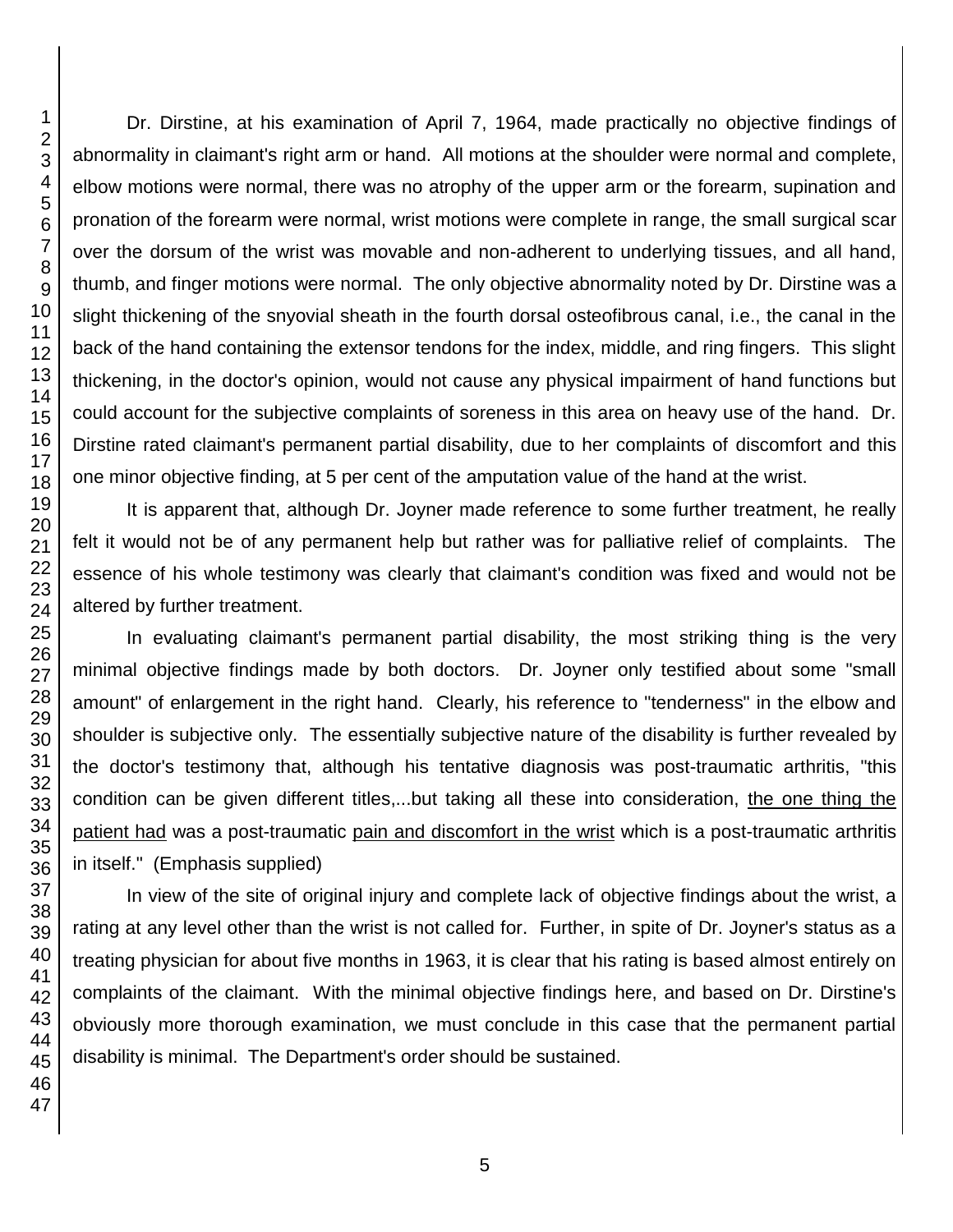Dr. Dirstine, at his examination of April 7, 1964, made practically no objective findings of abnormality in claimant's right arm or hand. All motions at the shoulder were normal and complete, elbow motions were normal, there was no atrophy of the upper arm or the forearm, supination and pronation of the forearm were normal, wrist motions were complete in range, the small surgical scar over the dorsum of the wrist was movable and non-adherent to underlying tissues, and all hand, thumb, and finger motions were normal. The only objective abnormality noted by Dr. Dirstine was a slight thickening of the snyovial sheath in the fourth dorsal osteofibrous canal, i.e., the canal in the back of the hand containing the extensor tendons for the index, middle, and ring fingers. This slight thickening, in the doctor's opinion, would not cause any physical impairment of hand functions but could account for the subjective complaints of soreness in this area on heavy use of the hand. Dr. Dirstine rated claimant's permanent partial disability, due to her complaints of discomfort and this one minor objective finding, at 5 per cent of the amputation value of the hand at the wrist.

It is apparent that, although Dr. Joyner made reference to some further treatment, he really felt it would not be of any permanent help but rather was for palliative relief of complaints. The essence of his whole testimony was clearly that claimant's condition was fixed and would not be altered by further treatment.

In evaluating claimant's permanent partial disability, the most striking thing is the very minimal objective findings made by both doctors. Dr. Joyner only testified about some "small amount" of enlargement in the right hand. Clearly, his reference to "tenderness" in the elbow and shoulder is subjective only. The essentially subjective nature of the disability is further revealed by the doctor's testimony that, although his tentative diagnosis was post-traumatic arthritis, "this condition can be given different titles,...but taking all these into consideration, <u>the one thing the patient had</u> was a post-traumatic <u>pain and discomfort in the wrist</u> which is a post-traumatic arthritis in itself." (Emphasis supplied)

In view of the site of original injury and complete lack of objective findings about the wrist, a rating at any level other than the wrist is not called for. Further, in spite of Dr. Joyner's status as a treating physician for about five months in 1963, it is clear that his rating is based almost entirely on complaints of the claimant. With the minimal objective findings here, and based on Dr. Dirstine's obviously more thorough examination, we must conclude in this case that the permanent partial disability is minimal. The Department's order should be sustained.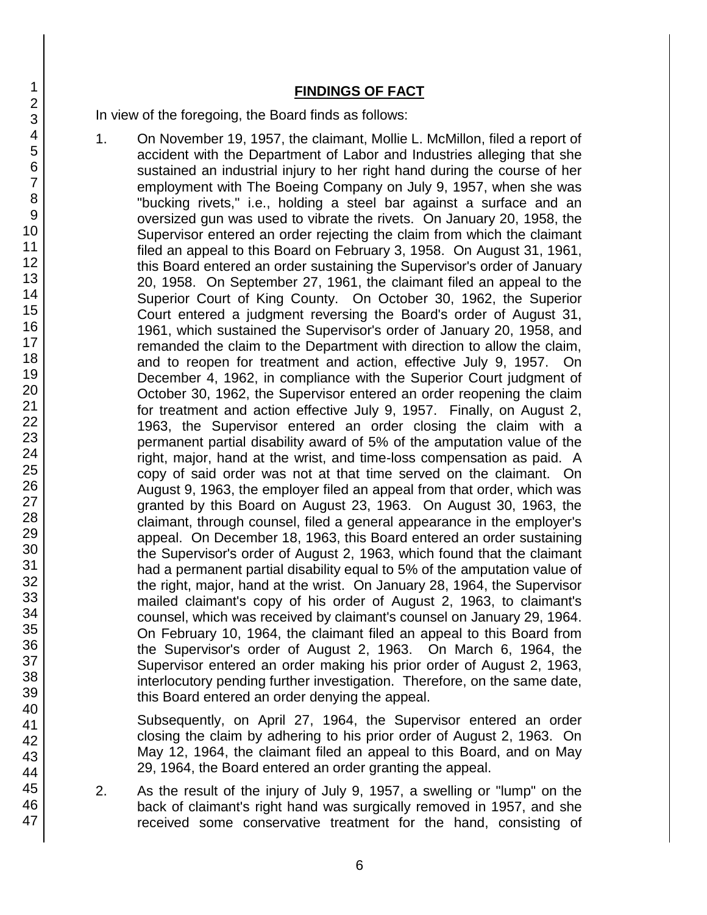## FINDINGS OF FACT

In view of the foregoing, the Board finds as follows:

1. On November 19, 1957, the claimant, Mollie L. McMillon, filed a report of accident with the Department of Labor and Industries alleging that she sustained an industrial injury to her right hand during the course of her employment with The Boeing Company on July 9, 1957, when she was "bucking rivets," i.e., holding a steel bar against a surface and an oversized gun was used to vibrate the rivets. On January 20, 1958, the Supervisor entered an order rejecting the claim from which the claimant filed an appeal to this Board on February 3, 1958. On August 31, 1961, this Board entered an order sustaining the Supervisor's order of January 20, 1958. On September 27, 1961, the claimant filed an appeal to the Superior Court of King County. On October 30, 1962, the Superior Court entered a judgment reversing the Board's order of August 31, 1961, which sustained the Supervisor's order of January 20, 1958, and remanded the claim to the Department with direction to allow the claim, and to reopen for treatment and action, effective July 9, 1957. On December 4, 1962, in compliance with the Superior Court judgment of October 30, 1962, the Supervisor entered an order reopening the claim for treatment and action effective July 9, 1957. Finally, on August 2, 1963, the Supervisor entered an order closing the claim with a permanent partial disability award of 5% of the amputation value of the right, major, hand at the wrist, and time-loss compensation as paid. A copy of said order was not at that time served on the claimant. On August 9, 1963, the employer filed an appeal from that order, which was granted by this Board on August 23, 1963. On August 30, 1963, the claimant, through counsel, filed a general appearance in the employer's appeal. On December 18, 1963, this Board entered an order sustaining the Supervisor's order of August 2, 1963, which found that the claimant had a permanent partial disability equal to 5% of the amputation value of the right, major, hand at the wrist. On January 28, 1964, the Supervisor mailed claimant's copy of his order of August 2, 1963, to claimant's counsel, which was received by claimant's counsel on January 29, 1964. On February 10, 1964, the claimant filed an appeal to this Board from the Supervisor's order of August 2, 1963. On March 6, 1964, the Supervisor entered an order making his prior order of August 2, 1963, interlocutory pending further investigation. Therefore, on the same date, this Board entered an order denying the appeal.

   Subsequently, on April 27, 1964, the Supervisor entered an order closing the claim by adhering to his prior order of August 2, 1963. On May 12, 1964, the claimant filed an appeal to this Board, and on May 29, 1964, the Board entered an order granting the appeal.

2. As the result of the injury of July 9, 1957, a swelling or "lump" on the back of claimant's right hand was surgically removed in 1957, and she received some conservative treatment for the hand, consisting of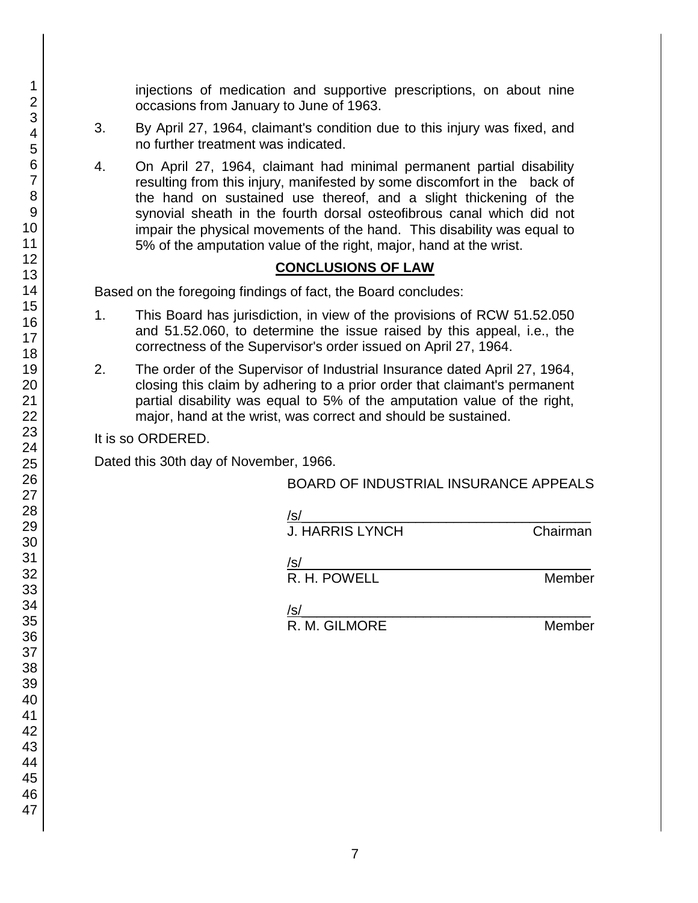injections of medication and supportive prescriptions, on about nine occasions from January to June of 1963.

3. By April 27, 1964, claimant's condition due to this injury was fixed, and no further treatment was indicated.

4. On April 27, 1964, claimant had minimal permanent partial disability resulting from this injury, manifested by some discomfort in the back of the hand on sustained use thereof, and a slight thickening of the synovial sheath in the fourth dorsal osteofibrous canal which did not impair the physical movements of the hand. This disability was equal to 5% of the amputation value of the right, major, hand at the wrist.

## CONCLUSIONS OF LAW

Based on the foregoing findings of fact, the Board concludes:

1. This Board has jurisdiction, in view of the provisions of RCW 51.52.050 and 51.52.060, to determine the issue raised by this appeal, i.e., the correctness of the Supervisor's order issued on April 27, 1964.

2. The order of the Supervisor of Industrial Insurance dated April 27, 1964, closing this claim by adhering to a prior order that claimant's permanent partial disability was equal to 5% of the amputation value of the right, major, hand at the wrist, was correct and should be sustained.

It is so ORDERED.

Dated this 30th day of November, 1966.

BOARD OF INDUSTRIAL INSURANCE APPEALS

/s/
J. HARRIS LYNCH Chairman

/s/
R. H. POWELL Member

/s/
R. M. GILMORE Member